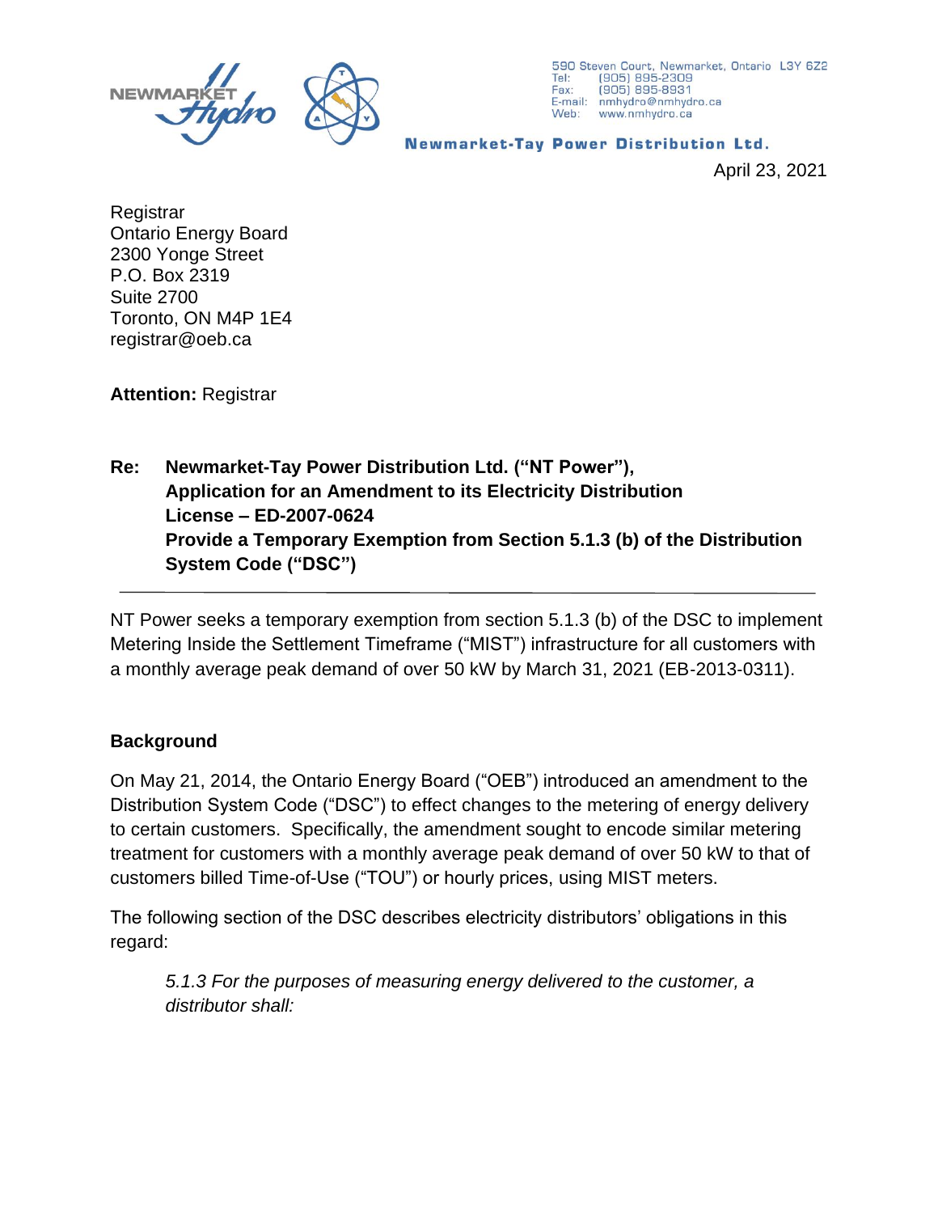NEWMARKET Hydro

590 Steven Court, Newmarket, Ontario L3Y 6Z2
Tel: (905) 895-2309
Fax: (905) 895-8931
E-mail: nmhydro@nmhydro.ca
Web: www.nmhydro.ca

**Newmarket-Tay Power Distribution Ltd.**

April 23, 2021

Registrar
Ontario Energy Board
2300 Yonge Street
P.O. Box 2319
Suite 2700
Toronto, ON M4P 1E4
registrar@oeb.ca

**Attention:** Registrar

**Re: Newmarket-Tay Power Distribution Ltd. ("NT Power"), Application for an Amendment to its Electricity Distribution License – ED-2007-0624 Provide a Temporary Exemption from Section 5.1.3 (b) of the Distribution System Code ("DSC")**

---

NT Power seeks a temporary exemption from section 5.1.3 (b) of the DSC to implement Metering Inside the Settlement Timeframe ("MIST") infrastructure for all customers with a monthly average peak demand of over 50 kW by March 31, 2021 (EB-2013-0311).

**Background**

On May 21, 2014, the Ontario Energy Board ("OEB") introduced an amendment to the Distribution System Code ("DSC") to effect changes to the metering of energy delivery to certain customers. Specifically, the amendment sought to encode similar metering treatment for customers with a monthly average peak demand of over 50 kW to that of customers billed Time-of-Use ("TOU") or hourly prices, using MIST meters.

The following section of the DSC describes electricity distributors' obligations in this regard:

> *5.1.3 For the purposes of measuring energy delivered to the customer, a distributor shall:*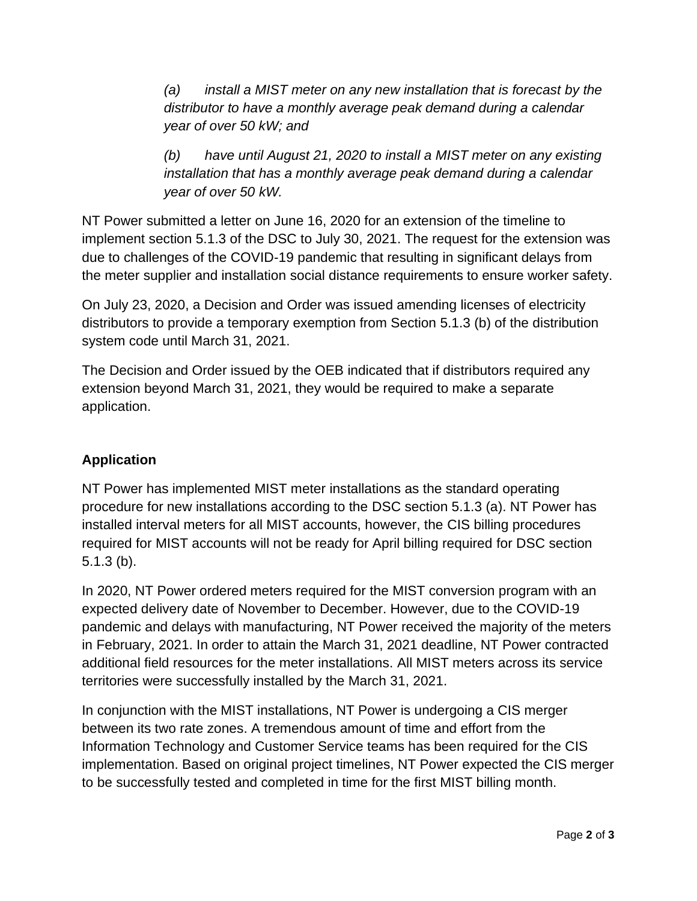*(a)	install a MIST meter on any new installation that is forecast by the distributor to have a monthly average peak demand during a calendar year of over 50 kW; and*

*(b)	have until August 21, 2020 to install a MIST meter on any existing installation that has a monthly average peak demand during a calendar year of over 50 kW.*

NT Power submitted a letter on June 16, 2020 for an extension of the timeline to implement section 5.1.3 of the DSC to July 30, 2021. The request for the extension was due to challenges of the COVID-19 pandemic that resulting in significant delays from the meter supplier and installation social distance requirements to ensure worker safety.

On July 23, 2020, a Decision and Order was issued amending licenses of electricity distributors to provide a temporary exemption from Section 5.1.3 (b) of the distribution system code until March 31, 2021.

The Decision and Order issued by the OEB indicated that if distributors required any extension beyond March 31, 2021, they would be required to make a separate application.

## Application

NT Power has implemented MIST meter installations as the standard operating procedure for new installations according to the DSC section 5.1.3 (a). NT Power has installed interval meters for all MIST accounts, however, the CIS billing procedures required for MIST accounts will not be ready for April billing required for DSC section 5.1.3 (b).

In 2020, NT Power ordered meters required for the MIST conversion program with an expected delivery date of November to December. However, due to the COVID-19 pandemic and delays with manufacturing, NT Power received the majority of the meters in February, 2021. In order to attain the March 31, 2021 deadline, NT Power contracted additional field resources for the meter installations. All MIST meters across its service territories were successfully installed by the March 31, 2021.

In conjunction with the MIST installations, NT Power is undergoing a CIS merger between its two rate zones. A tremendous amount of time and effort from the Information Technology and Customer Service teams has been required for the CIS implementation. Based on original project timelines, NT Power expected the CIS merger to be successfully tested and completed in time for the first MIST billing month.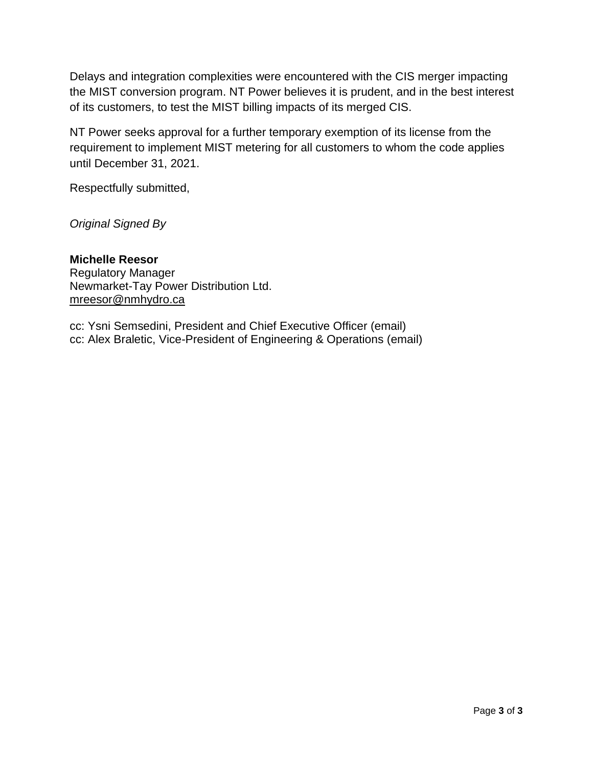Delays and integration complexities were encountered with the CIS merger impacting the MIST conversion program. NT Power believes it is prudent, and in the best interest of its customers, to test the MIST billing impacts of its merged CIS.

NT Power seeks approval for a further temporary exemption of its license from the requirement to implement MIST metering for all customers to whom the code applies until December 31, 2021.

Respectfully submitted,

*Original Signed By*

**Michelle Reesor**
Regulatory Manager
Newmarket-Tay Power Distribution Ltd.
mreesor@nmhydro.ca

cc: Ysni Semsedini, President and Chief Executive Officer (email)
cc: Alex Braletic, Vice-President of Engineering & Operations (email)